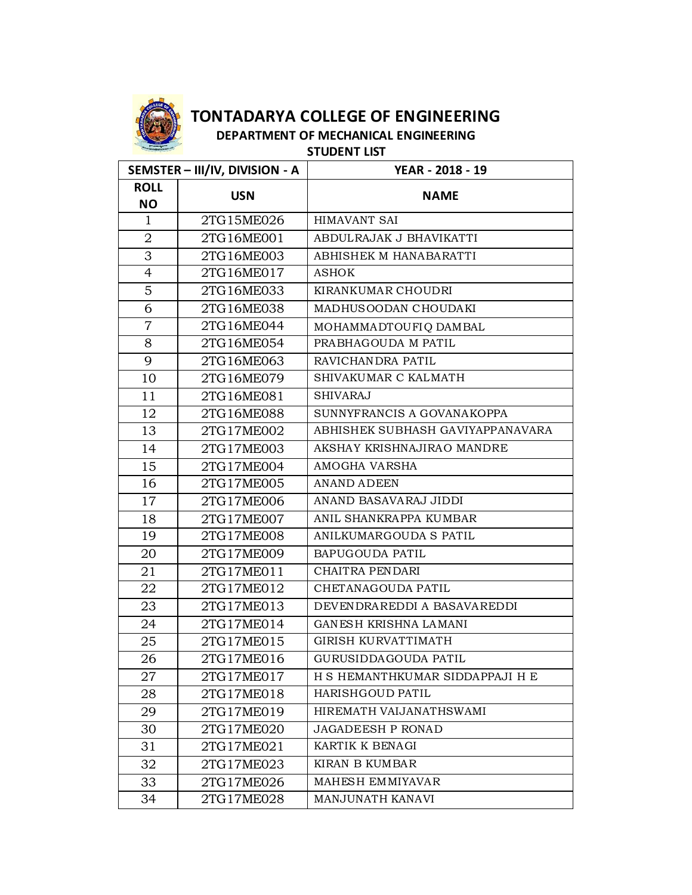# TONTADARYA COLLEGE OF ENGINEERING

## DEPARTMENT OF MECHANICAL ENGINEERING

### STUDENT LIST

| SEMSTER – III/IV, DIVISION - A | | YEAR - 2018 - 19 |
|---|---|---|
| **ROLL NO** | **USN** | **NAME** |
| 1 | 2TG15ME026 | HIMAVANT SAI |
| 2 | 2TG16ME001 | ABDULRAJAK J BHAVIKATTI |
| 3 | 2TG16ME003 | ABHISHEK M HANABARATTI |
| 4 | 2TG16ME017 | ASHOK |
| 5 | 2TG16ME033 | KIRANKUMAR CHOUDRI |
| 6 | 2TG16ME038 | MADHUSOODAN CHOUDAKI |
| 7 | 2TG16ME044 | MOHAMMADTOUFIQ DAMBAL |
| 8 | 2TG16ME054 | PRABHAGOUDA M PATIL |
| 9 | 2TG16ME063 | RAVICHANDRA PATIL |
| 10 | 2TG16ME079 | SHIVAKUMAR C KALMATH |
| 11 | 2TG16ME081 | SHIVARAJ |
| 12 | 2TG16ME088 | SUNNYFRANCIS A GOVANAKOPPA |
| 13 | 2TG17ME002 | ABHISHEK SUBHASH GAVIYAPPANAVARA |
| 14 | 2TG17ME003 | AKSHAY KRISHNAJIRAO MANDRE |
| 15 | 2TG17ME004 | AMOGHA VARSHA |
| 16 | 2TG17ME005 | ANAND ADEEN |
| 17 | 2TG17ME006 | ANAND BASAVARAJ JIDDI |
| 18 | 2TG17ME007 | ANIL SHANKRAPPA KUMBAR |
| 19 | 2TG17ME008 | ANILKUMARGOUDA S PATIL |
| 20 | 2TG17ME009 | BAPUGOUDA PATIL |
| 21 | 2TG17ME011 | CHAITRA PENDARI |
| 22 | 2TG17ME012 | CHETANAGOUDA PATIL |
| 23 | 2TG17ME013 | DEVENDRAREDDI A BASAVAREDDI |
| 24 | 2TG17ME014 | GANESH KRISHNA LAMANI |
| 25 | 2TG17ME015 | GIRISH KURVATTIMATH |
| 26 | 2TG17ME016 | GURUSIDDAGOUDA PATIL |
| 27 | 2TG17ME017 | H S HEMANTHKUMAR SIDDAPPAJI H E |
| 28 | 2TG17ME018 | HARISHGOUD PATIL |
| 29 | 2TG17ME019 | HIREMATH VAIJANATHSWAMI |
| 30 | 2TG17ME020 | JAGADEESH P RONAD |
| 31 | 2TG17ME021 | KARTIK K BENAGI |
| 32 | 2TG17ME023 | KIRAN B KUMBAR |
| 33 | 2TG17ME026 | MAHESH EMMIYAVAR |
| 34 | 2TG17ME028 | MANJUNATH KANAVI |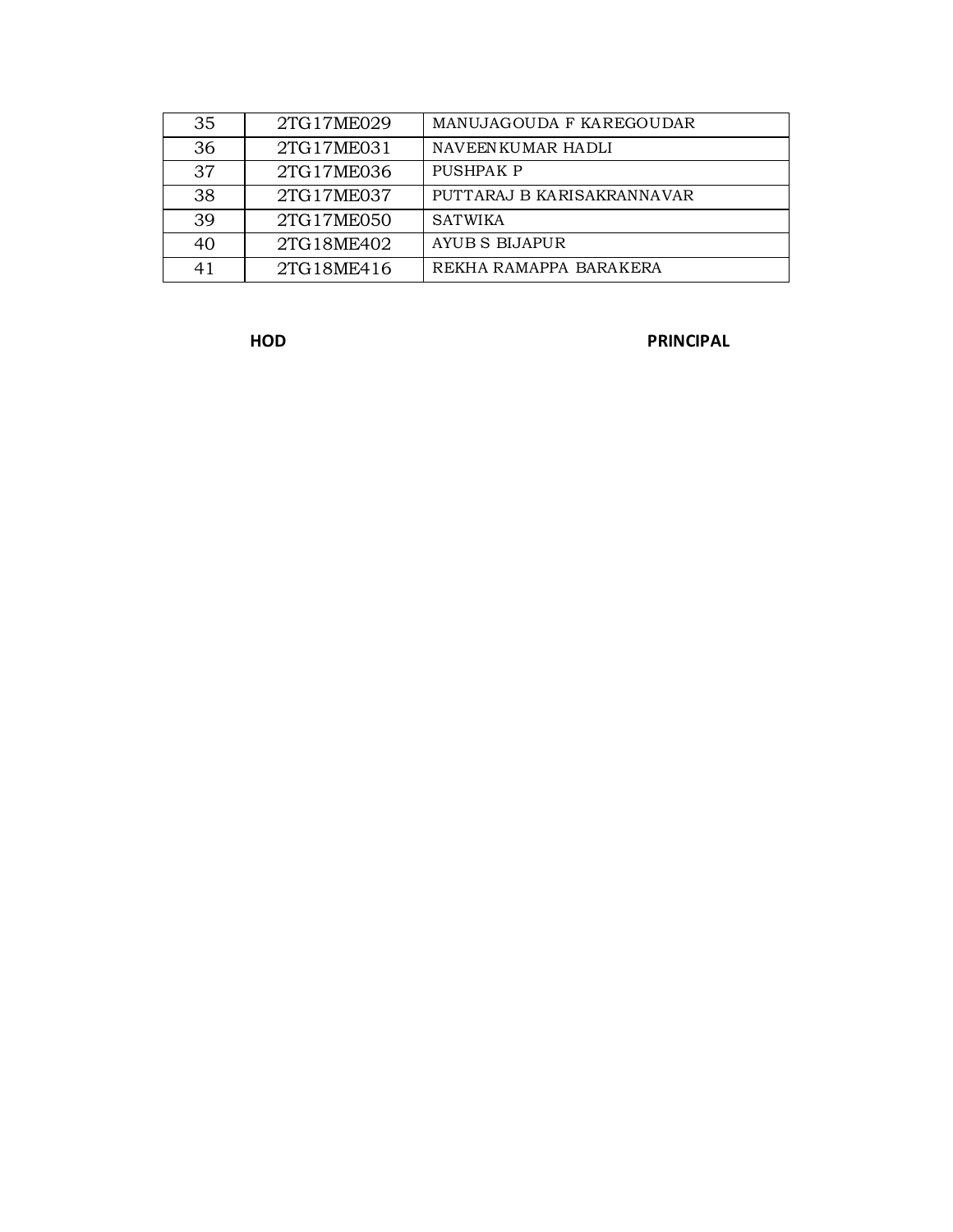| | | |
|---|---|---|
| 35 | 2TG17ME029 | MANUJAGOUDA F KAREGOUDAR |
| 36 | 2TG17ME031 | NAVEENKUMAR HADLI |
| 37 | 2TG17ME036 | PUSHPAK P |
| 38 | 2TG17ME037 | PUTTARAJ B KARISAKRANNAVAR |
| 39 | 2TG17ME050 | SATWIKA |
| 40 | 2TG18ME402 | AYUB S BIJAPUR |
| 41 | 2TG18ME416 | REKHA RAMAPPA BARAKERA |

**HOD** **PRINCIPAL**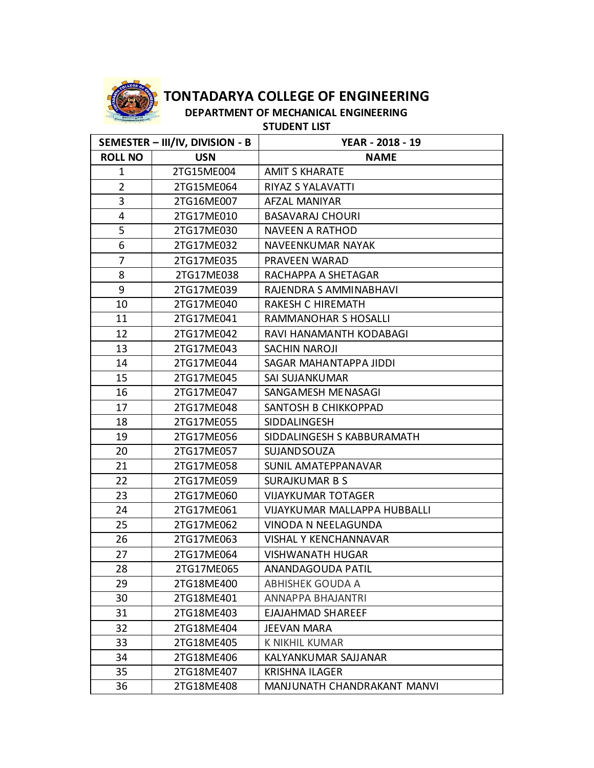# TONTADARYA COLLEGE OF ENGINEERING

## DEPARTMENT OF MECHANICAL ENGINEERING

### STUDENT LIST

| SEMESTER – III/IV, DIVISION - B | | YEAR - 2018 - 19 |
|---|---|---|
| **ROLL NO** | **USN** | **NAME** |
| 1 | 2TG15ME004 | AMIT S KHARATE |
| 2 | 2TG15ME064 | RIYAZ S YALAVATTI |
| 3 | 2TG16ME007 | AFZAL MANIYAR |
| 4 | 2TG17ME010 | BASAVARAJ CHOURI |
| 5 | 2TG17ME030 | NAVEEN A RATHOD |
| 6 | 2TG17ME032 | NAVEENKUMAR NAYAK |
| 7 | 2TG17ME035 | PRAVEEN WARAD |
| 8 | 2TG17ME038 | RACHAPPA A SHETAGAR |
| 9 | 2TG17ME039 | RAJENDRA S AMMINABHAVI |
| 10 | 2TG17ME040 | RAKESH C HIREMATH |
| 11 | 2TG17ME041 | RAMMANOHAR S HOSALLI |
| 12 | 2TG17ME042 | RAVI HANAMANTH KODABAGI |
| 13 | 2TG17ME043 | SACHIN NAROJI |
| 14 | 2TG17ME044 | SAGAR MAHANTAPPA JIDDI |
| 15 | 2TG17ME045 | SAI SUJANKUMAR |
| 16 | 2TG17ME047 | SANGAMESH MENASAGI |
| 17 | 2TG17ME048 | SANTOSH B CHIKKOPPAD |
| 18 | 2TG17ME055 | SIDDALINGESH |
| 19 | 2TG17ME056 | SIDDALINGESH S KABBURAMATH |
| 20 | 2TG17ME057 | SUJANDSOUZA |
| 21 | 2TG17ME058 | SUNIL AMATEPPANAVAR |
| 22 | 2TG17ME059 | SURAJKUMAR B S |
| 23 | 2TG17ME060 | VIJAYKUMAR TOTAGER |
| 24 | 2TG17ME061 | VIJAYKUMAR MALLAPPA HUBBALLI |
| 25 | 2TG17ME062 | VINODA N NEELAGUNDA |
| 26 | 2TG17ME063 | VISHAL Y KENCHANNAVAR |
| 27 | 2TG17ME064 | VISHWANATH HUGAR |
| 28 | 2TG17ME065 | ANANDAGOUDA PATIL |
| 29 | 2TG18ME400 | ABHISHEK GOUDA A |
| 30 | 2TG18ME401 | ANNAPPA BHAJANTRI |
| 31 | 2TG18ME403 | EJAJAHMAD SHAREEF |
| 32 | 2TG18ME404 | JEEVAN MARA |
| 33 | 2TG18ME405 | K NIKHIL KUMAR |
| 34 | 2TG18ME406 | KALYANKUMAR SAJJANAR |
| 35 | 2TG18ME407 | KRISHNA ILAGER |
| 36 | 2TG18ME408 | MANJUNATH CHANDRAKANT MANVI |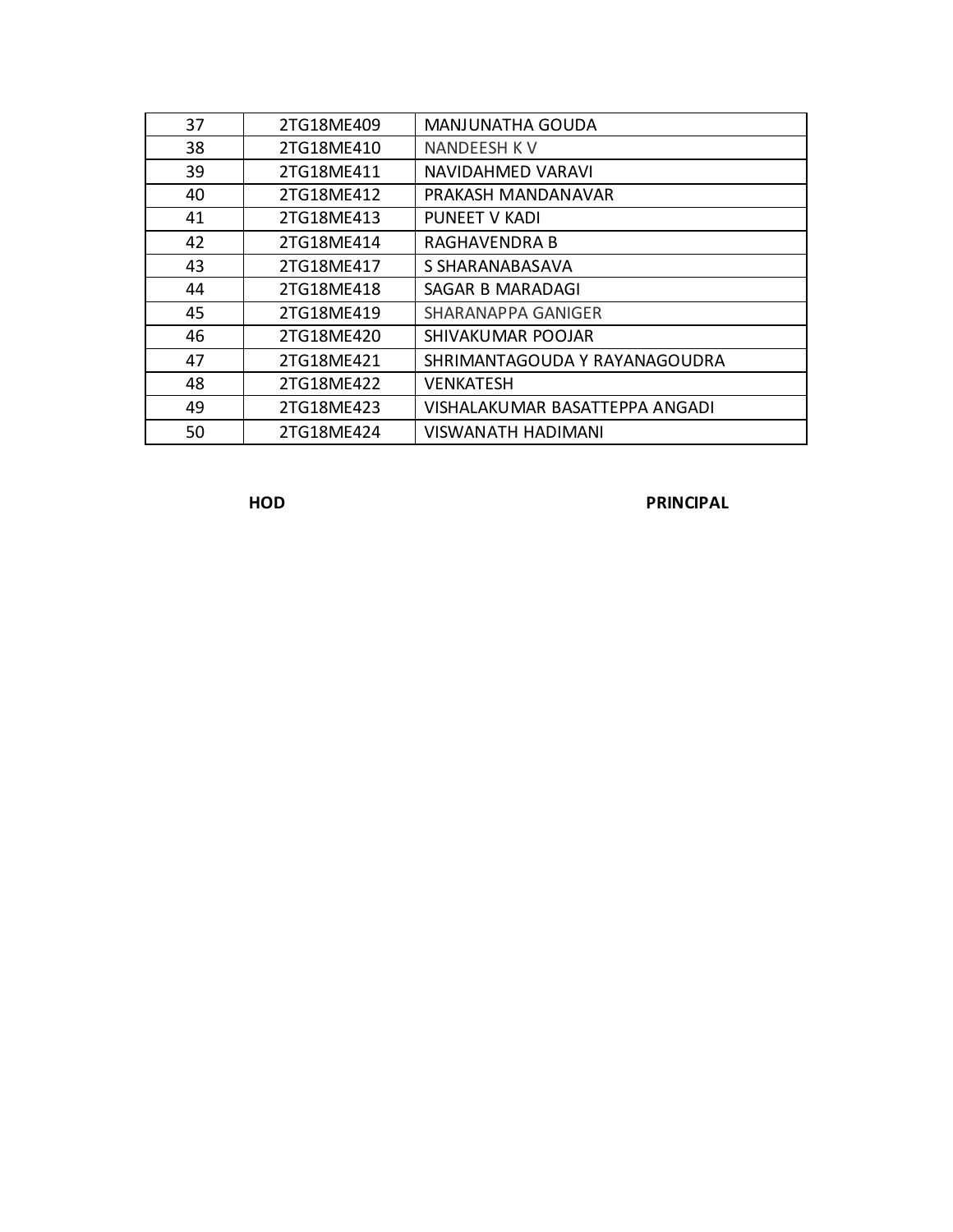| | | |
|---|---|---|
| 37 | 2TG18ME409 | MANJUNATHA GOUDA |
| 38 | 2TG18ME410 | NANDEESH K V |
| 39 | 2TG18ME411 | NAVIDAHMED VARAVI |
| 40 | 2TG18ME412 | PRAKASH MANDANAVAR |
| 41 | 2TG18ME413 | PUNEET V KADI |
| 42 | 2TG18ME414 | RAGHAVENDRA B |
| 43 | 2TG18ME417 | S SHARANABASAVA |
| 44 | 2TG18ME418 | SAGAR B MARADAGI |
| 45 | 2TG18ME419 | SHARANAPPA GANIGER |
| 46 | 2TG18ME420 | SHIVAKUMAR POOJAR |
| 47 | 2TG18ME421 | SHRIMANTAGOUDA Y RAYANAGOUDRA |
| 48 | 2TG18ME422 | VENKATESH |
| 49 | 2TG18ME423 | VISHALAKUMAR BASATTEPPA ANGADI |
| 50 | 2TG18ME424 | VISWANATH HADIMANI |

**HOD** **PRINCIPAL**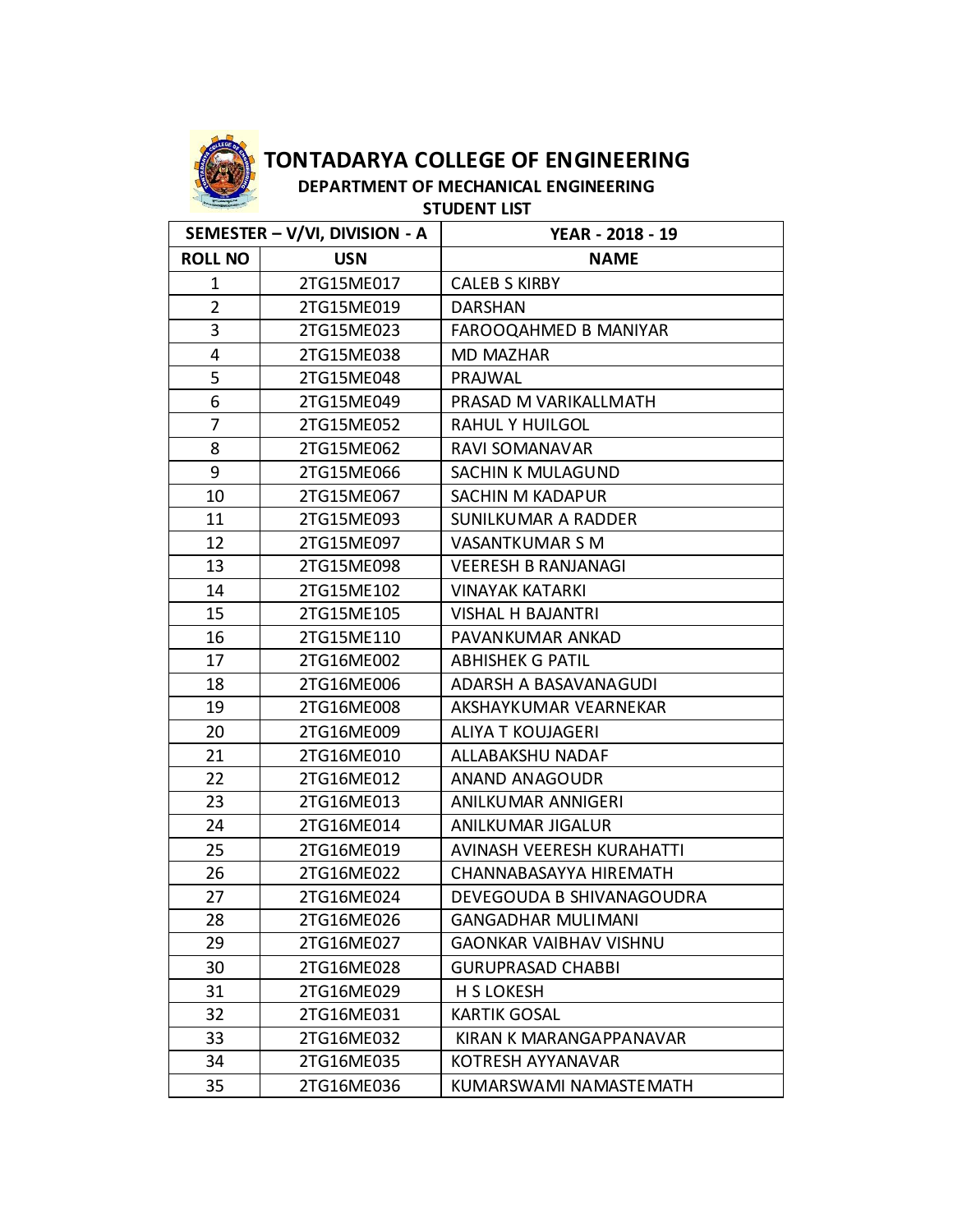# TONTADARYA COLLEGE OF ENGINEERING

## DEPARTMENT OF MECHANICAL ENGINEERING

### STUDENT LIST

| SEMESTER – V/VI, DIVISION - A | | YEAR - 2018 - 19 |
|---|---|---|
| **ROLL NO** | **USN** | **NAME** |
| 1 | 2TG15ME017 | CALEB S KIRBY |
| 2 | 2TG15ME019 | DARSHAN |
| 3 | 2TG15ME023 | FAROOQAHMED B MANIYAR |
| 4 | 2TG15ME038 | MD MAZHAR |
| 5 | 2TG15ME048 | PRAJWAL |
| 6 | 2TG15ME049 | PRASAD M VARIKALLMATH |
| 7 | 2TG15ME052 | RAHUL Y HUILGOL |
| 8 | 2TG15ME062 | RAVI SOMANAVAR |
| 9 | 2TG15ME066 | SACHIN K MULAGUND |
| 10 | 2TG15ME067 | SACHIN M KADAPUR |
| 11 | 2TG15ME093 | SUNILKUMAR A RADDER |
| 12 | 2TG15ME097 | VASANTKUMAR S M |
| 13 | 2TG15ME098 | VEERESH B RANJANAGI |
| 14 | 2TG15ME102 | VINAYAK KATARKI |
| 15 | 2TG15ME105 | VISHAL H BAJANTRI |
| 16 | 2TG15ME110 | PAVANKUMAR ANKAD |
| 17 | 2TG16ME002 | ABHISHEK G PATIL |
| 18 | 2TG16ME006 | ADARSH A BASAVANAGUDI |
| 19 | 2TG16ME008 | AKSHAYKUMAR VEARNEKAR |
| 20 | 2TG16ME009 | ALIYA T KOUJAGERI |
| 21 | 2TG16ME010 | ALLABAKSHU NADAF |
| 22 | 2TG16ME012 | ANAND ANAGOUDR |
| 23 | 2TG16ME013 | ANILKUMAR ANNIGERI |
| 24 | 2TG16ME014 | ANILKUMAR JIGALUR |
| 25 | 2TG16ME019 | AVINASH VEERESH KURAHATTI |
| 26 | 2TG16ME022 | CHANNABASAYYA HIREMATH |
| 27 | 2TG16ME024 | DEVEGOUDA B SHIVANAGOUDRA |
| 28 | 2TG16ME026 | GANGADHAR MULIMANI |
| 29 | 2TG16ME027 | GAONKAR VAIBHAV VISHNU |
| 30 | 2TG16ME028 | GURUPRASAD CHABBI |
| 31 | 2TG16ME029 | H S LOKESH |
| 32 | 2TG16ME031 | KARTIK GOSAL |
| 33 | 2TG16ME032 | KIRAN K MARANGAPPANAVAR |
| 34 | 2TG16ME035 | KOTRESH AYYANAVAR |
| 35 | 2TG16ME036 | KUMARSWAMI NAMASTEMATH |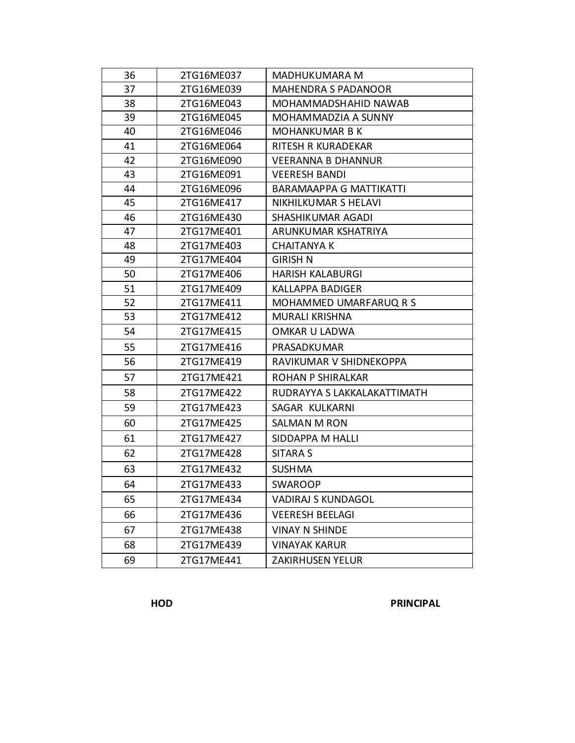| 36 | 2TG16ME037 | MADHUKUMARA M |
|---|---|---|
| 37 | 2TG16ME039 | MAHENDRA S PADANOOR |
| 38 | 2TG16ME043 | MOHAMMADSHAHID NAWAB |
| 39 | 2TG16ME045 | MOHAMMADZIA A SUNNY |
| 40 | 2TG16ME046 | MOHANKUMAR B K |
| 41 | 2TG16ME064 | RITESH R KURADEKAR |
| 42 | 2TG16ME090 | VEERANNA B DHANNUR |
| 43 | 2TG16ME091 | VEERESH BANDI |
| 44 | 2TG16ME096 | BARAMAAPPA G MATTIKATTI |
| 45 | 2TG16ME417 | NIKHILKUMAR S HELAVI |
| 46 | 2TG16ME430 | SHASHIKUMAR AGADI |
| 47 | 2TG17ME401 | ARUNKUMAR KSHATRIYA |
| 48 | 2TG17ME403 | CHAITANYA K |
| 49 | 2TG17ME404 | GIRISH N |
| 50 | 2TG17ME406 | HARISH KALABURGI |
| 51 | 2TG17ME409 | KALLAPPA BADIGER |
| 52 | 2TG17ME411 | MOHAMMED UMARFARUQ R S |
| 53 | 2TG17ME412 | MURALI KRISHNA |
| 54 | 2TG17ME415 | OMKAR U LADWA |
| 55 | 2TG17ME416 | PRASADKUMAR |
| 56 | 2TG17ME419 | RAVIKUMAR V SHIDNEKOPPA |
| 57 | 2TG17ME421 | ROHAN P SHIRALKAR |
| 58 | 2TG17ME422 | RUDRAYYA S LAKKALAKATTIMATH |
| 59 | 2TG17ME423 | SAGAR KULKARNI |
| 60 | 2TG17ME425 | SALMAN M RON |
| 61 | 2TG17ME427 | SIDDAPPA M HALLI |
| 62 | 2TG17ME428 | SITARA S |
| 63 | 2TG17ME432 | SUSHMA |
| 64 | 2TG17ME433 | SWAROOP |
| 65 | 2TG17ME434 | VADIRAJ S KUNDAGOL |
| 66 | 2TG17ME436 | VEERESH BEELAGI |
| 67 | 2TG17ME438 | VINAY N SHINDE |
| 68 | 2TG17ME439 | VINAYAK KARUR |
| 69 | 2TG17ME441 | ZAKIRHUSEN YELUR |

**HOD** **PRINCIPAL**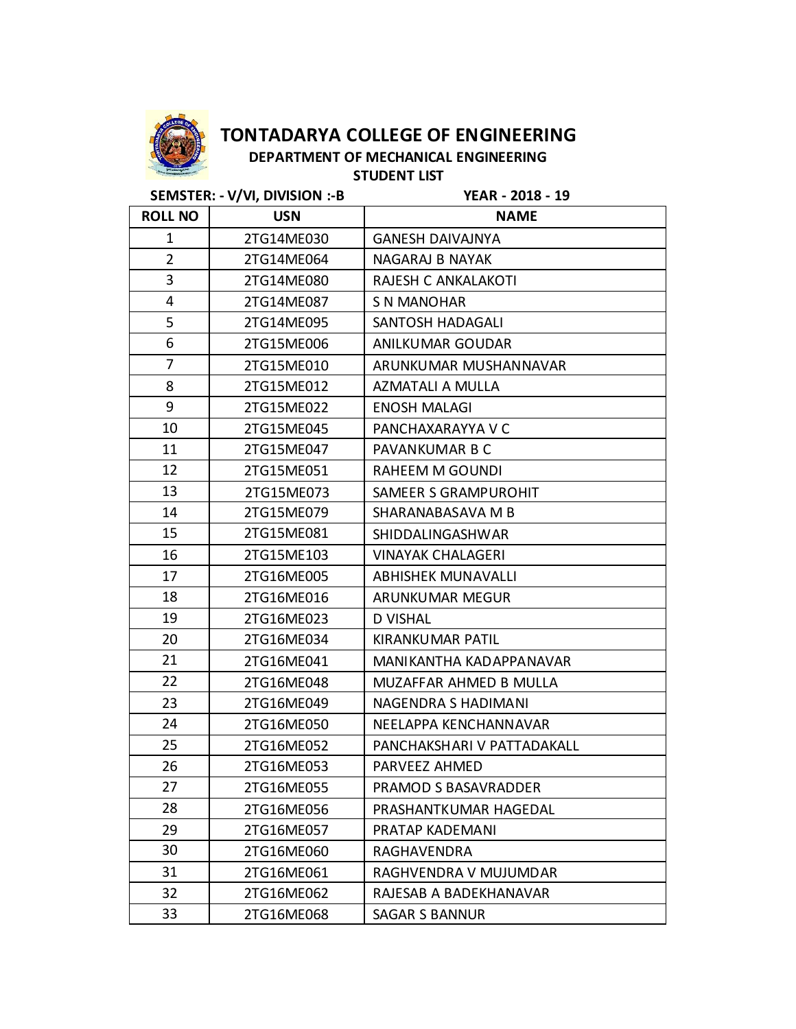# TONTADARYA COLLEGE OF ENGINEERING

## DEPARTMENT OF MECHANICAL ENGINEERING

### STUDENT LIST

**SEMSTER: - V/VI, DIVISION :-B** **YEAR - 2018 - 19**

| ROLL NO | USN | NAME |
|---|---|---|
| 1 | 2TG14ME030 | GANESH DAIVAJNYA |
| 2 | 2TG14ME064 | NAGARAJ B NAYAK |
| 3 | 2TG14ME080 | RAJESH C ANKALAKOTI |
| 4 | 2TG14ME087 | S N MANOHAR |
| 5 | 2TG14ME095 | SANTOSH HADAGALI |
| 6 | 2TG15ME006 | ANILKUMAR GOUDAR |
| 7 | 2TG15ME010 | ARUNKUMAR MUSHANNAVAR |
| 8 | 2TG15ME012 | AZMATALI A MULLA |
| 9 | 2TG15ME022 | ENOSH MALAGI |
| 10 | 2TG15ME045 | PANCHAXARAYYA V C |
| 11 | 2TG15ME047 | PAVANKUMAR B C |
| 12 | 2TG15ME051 | RAHEEM M GOUNDI |
| 13 | 2TG15ME073 | SAMEER S GRAMPUROHIT |
| 14 | 2TG15ME079 | SHARANABASAVA M B |
| 15 | 2TG15ME081 | SHIDDALINGASHWAR |
| 16 | 2TG15ME103 | VINAYAK CHALAGERI |
| 17 | 2TG16ME005 | ABHISHEK MUNAVALLI |
| 18 | 2TG16ME016 | ARUNKUMAR MEGUR |
| 19 | 2TG16ME023 | D VISHAL |
| 20 | 2TG16ME034 | KIRANKUMAR PATIL |
| 21 | 2TG16ME041 | MANIKANTHA KADAPPANAVAR |
| 22 | 2TG16ME048 | MUZAFFAR AHMED B MULLA |
| 23 | 2TG16ME049 | NAGENDRA S HADIMANI |
| 24 | 2TG16ME050 | NEELAPPA KENCHANNAVAR |
| 25 | 2TG16ME052 | PANCHAKSHARI V PATTADAKALL |
| 26 | 2TG16ME053 | PARVEEZ AHMED |
| 27 | 2TG16ME055 | PRAMOD S BASAVRADDER |
| 28 | 2TG16ME056 | PRASHANTKUMAR HAGEDAL |
| 29 | 2TG16ME057 | PRATAP KADEMANI |
| 30 | 2TG16ME060 | RAGHAVENDRA |
| 31 | 2TG16ME061 | RAGHVENDRA V MUJUMDAR |
| 32 | 2TG16ME062 | RAJESAB A BADEKHANAVAR |
| 33 | 2TG16ME068 | SAGAR S BANNUR |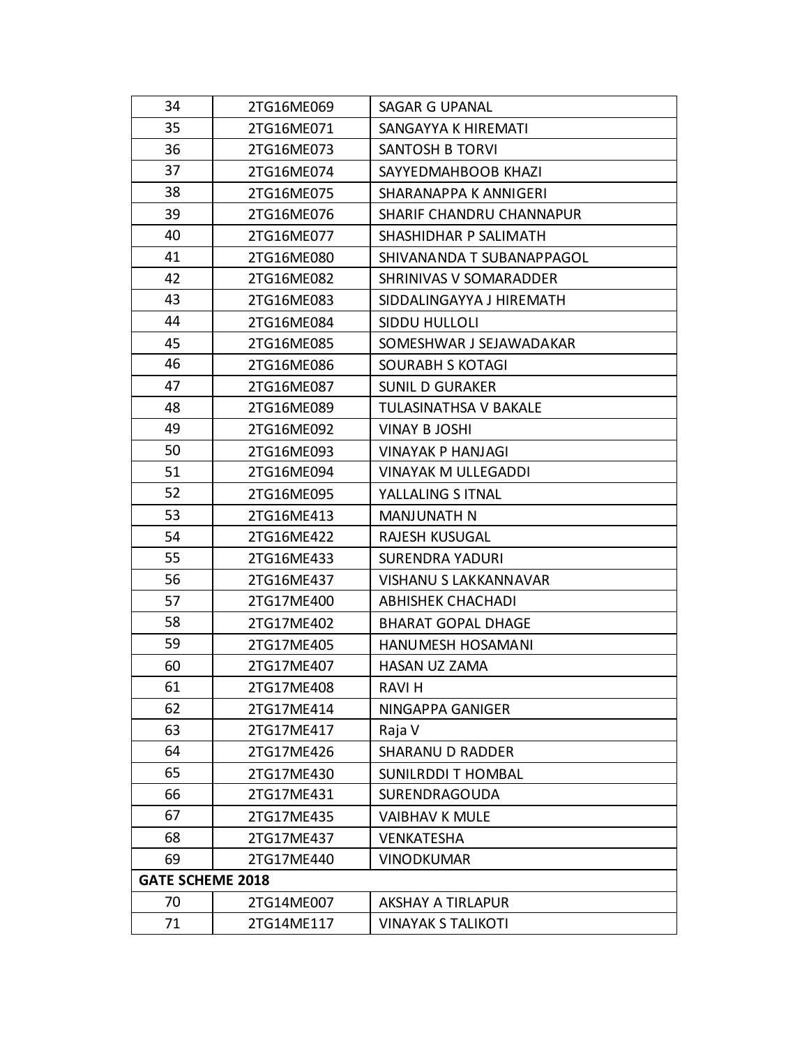| | | |
|---|---|---|
| 34 | 2TG16ME069 | SAGAR G UPANAL |
| 35 | 2TG16ME071 | SANGAYYA K HIREMATI |
| 36 | 2TG16ME073 | SANTOSH B TORVI |
| 37 | 2TG16ME074 | SAYYEDMAHBOOB KHAZI |
| 38 | 2TG16ME075 | SHARANAPPA K ANNIGERI |
| 39 | 2TG16ME076 | SHARIF CHANDRU CHANNAPUR |
| 40 | 2TG16ME077 | SHASHIDHAR P SALIMATH |
| 41 | 2TG16ME080 | SHIVANANDA T SUBANAPPAGOL |
| 42 | 2TG16ME082 | SHRINIVAS V SOMARADDER |
| 43 | 2TG16ME083 | SIDDALINGAYYA J HIREMATH |
| 44 | 2TG16ME084 | SIDDU HULLOLI |
| 45 | 2TG16ME085 | SOMESHWAR J SEJAWADAKAR |
| 46 | 2TG16ME086 | SOURABH S KOTAGI |
| 47 | 2TG16ME087 | SUNIL D GURAKER |
| 48 | 2TG16ME089 | TULASINATHSA V BAKALE |
| 49 | 2TG16ME092 | VINAY B JOSHI |
| 50 | 2TG16ME093 | VINAYAK P HANJAGI |
| 51 | 2TG16ME094 | VINAYAK M ULLEGADDI |
| 52 | 2TG16ME095 | YALLALING S ITNAL |
| 53 | 2TG16ME413 | MANJUNATH N |
| 54 | 2TG16ME422 | RAJESH KUSUGAL |
| 55 | 2TG16ME433 | SURENDRA YADURI |
| 56 | 2TG16ME437 | VISHANU S LAKKANNAVAR |
| 57 | 2TG17ME400 | ABHISHEK CHACHADI |
| 58 | 2TG17ME402 | BHARAT GOPAL DHAGE |
| 59 | 2TG17ME405 | HANUMESH HOSAMANI |
| 60 | 2TG17ME407 | HASAN UZ ZAMA |
| 61 | 2TG17ME408 | RAVI H |
| 62 | 2TG17ME414 | NINGAPPA GANIGER |
| 63 | 2TG17ME417 | Raja V |
| 64 | 2TG17ME426 | SHARANU D RADDER |
| 65 | 2TG17ME430 | SUNILRDDI T HOMBAL |
| 66 | 2TG17ME431 | SURENDRAGOUDA |
| 67 | 2TG17ME435 | VAIBHAV K MULE |
| 68 | 2TG17ME437 | VENKATESHA |
| 69 | 2TG17ME440 | VINODKUMAR |
| **GATE SCHEME 2018** | | |
| 70 | 2TG14ME007 | AKSHAY A TIRLAPUR |
| 71 | 2TG14ME117 | VINAYAK S TALIKOTI |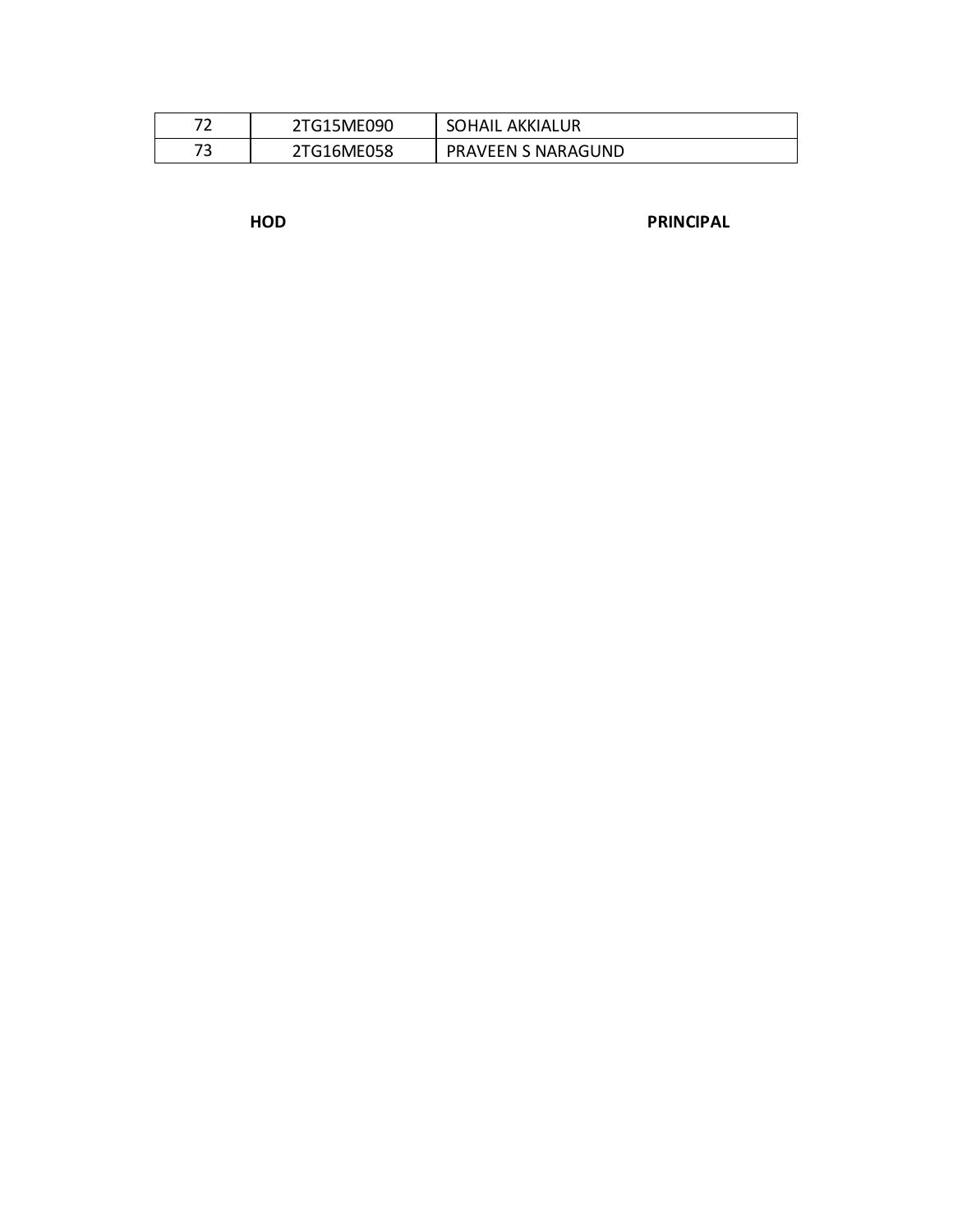| | | |
|---|---|---|
| 72 | 2TG15ME090 | SOHAIL AKKIALUR |
| 73 | 2TG16ME058 | PRAVEEN S NARAGUND |

**HOD** **PRINCIPAL**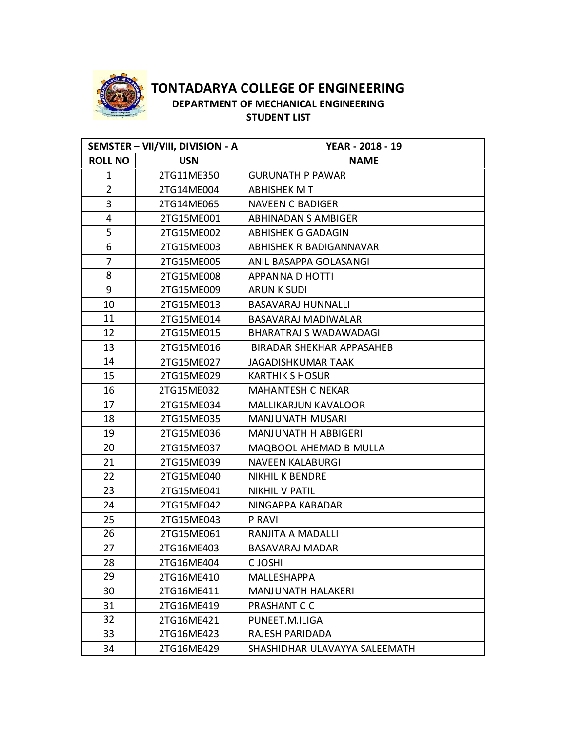# TONTADARYA COLLEGE OF ENGINEERING

**DEPARTMENT OF MECHANICAL ENGINEERING**

**STUDENT LIST**

| SEMSTER – VII/VIII, DIVISION - A | | YEAR - 2018 - 19 |
|---|---|---|
| **ROLL NO** | **USN** | **NAME** |
| 1 | 2TG11ME350 | GURUNATH P PAWAR |
| 2 | 2TG14ME004 | ABHISHEK M T |
| 3 | 2TG14ME065 | NAVEEN C BADIGER |
| 4 | 2TG15ME001 | ABHINADAN S AMBIGER |
| 5 | 2TG15ME002 | ABHISHEK G GADAGIN |
| 6 | 2TG15ME003 | ABHISHEK R BADIGANNAVAR |
| 7 | 2TG15ME005 | ANIL BASAPPA GOLASANGI |
| 8 | 2TG15ME008 | APPANNA D HOTTI |
| 9 | 2TG15ME009 | ARUN K SUDI |
| 10 | 2TG15ME013 | BASAVARAJ HUNNALLI |
| 11 | 2TG15ME014 | BASAVARAJ MADIWALAR |
| 12 | 2TG15ME015 | BHARATRAJ S WADAWADAGI |
| 13 | 2TG15ME016 | BIRADAR SHEKHAR APPASAHEB |
| 14 | 2TG15ME027 | JAGADISHKUMAR TAAK |
| 15 | 2TG15ME029 | KARTHIK S HOSUR |
| 16 | 2TG15ME032 | MAHANTESH C NEKAR |
| 17 | 2TG15ME034 | MALLIKARJUN KAVALOOR |
| 18 | 2TG15ME035 | MANJUNATH MUSARI |
| 19 | 2TG15ME036 | MANJUNATH H ABBIGERI |
| 20 | 2TG15ME037 | MAQBOOL AHEMAD B MULLA |
| 21 | 2TG15ME039 | NAVEEN KALABURGI |
| 22 | 2TG15ME040 | NIKHIL K BENDRE |
| 23 | 2TG15ME041 | NIKHIL V PATIL |
| 24 | 2TG15ME042 | NINGAPPA KABADAR |
| 25 | 2TG15ME043 | P RAVI |
| 26 | 2TG15ME061 | RANJITA A MADALLI |
| 27 | 2TG16ME403 | BASAVARAJ MADAR |
| 28 | 2TG16ME404 | C JOSHI |
| 29 | 2TG16ME410 | MALLESHAPPA |
| 30 | 2TG16ME411 | MANJUNATH HALAKERI |
| 31 | 2TG16ME419 | PRASHANT C C |
| 32 | 2TG16ME421 | PUNEET.M.ILIGA |
| 33 | 2TG16ME423 | RAJESH PARIDADA |
| 34 | 2TG16ME429 | SHASHIDHAR ULAVAYYA SALEEMATH |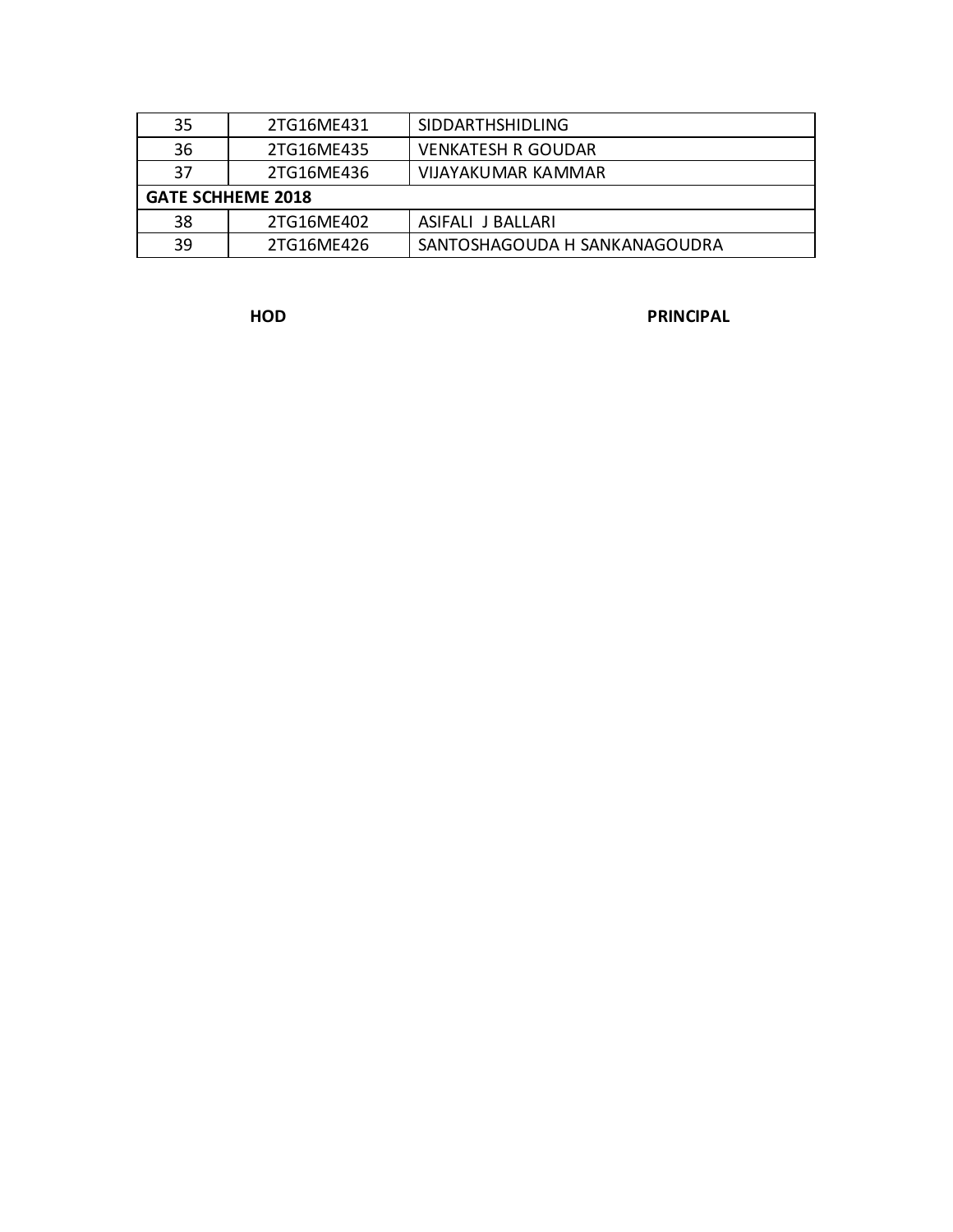| | | |
|---|---|---|
| 35 | 2TG16ME431 | SIDDARTHSHIDLING |
| 36 | 2TG16ME435 | VENKATESH R GOUDAR |
| 37 | 2TG16ME436 | VIJAYAKUMAR KAMMAR |
| **GATE SCHHEME 2018** | | |
| 38 | 2TG16ME402 | ASIFALI J BALLARI |
| 39 | 2TG16ME426 | SANTOSHAGOUDA H SANKANAGOUDRA |

**HOD** **PRINCIPAL**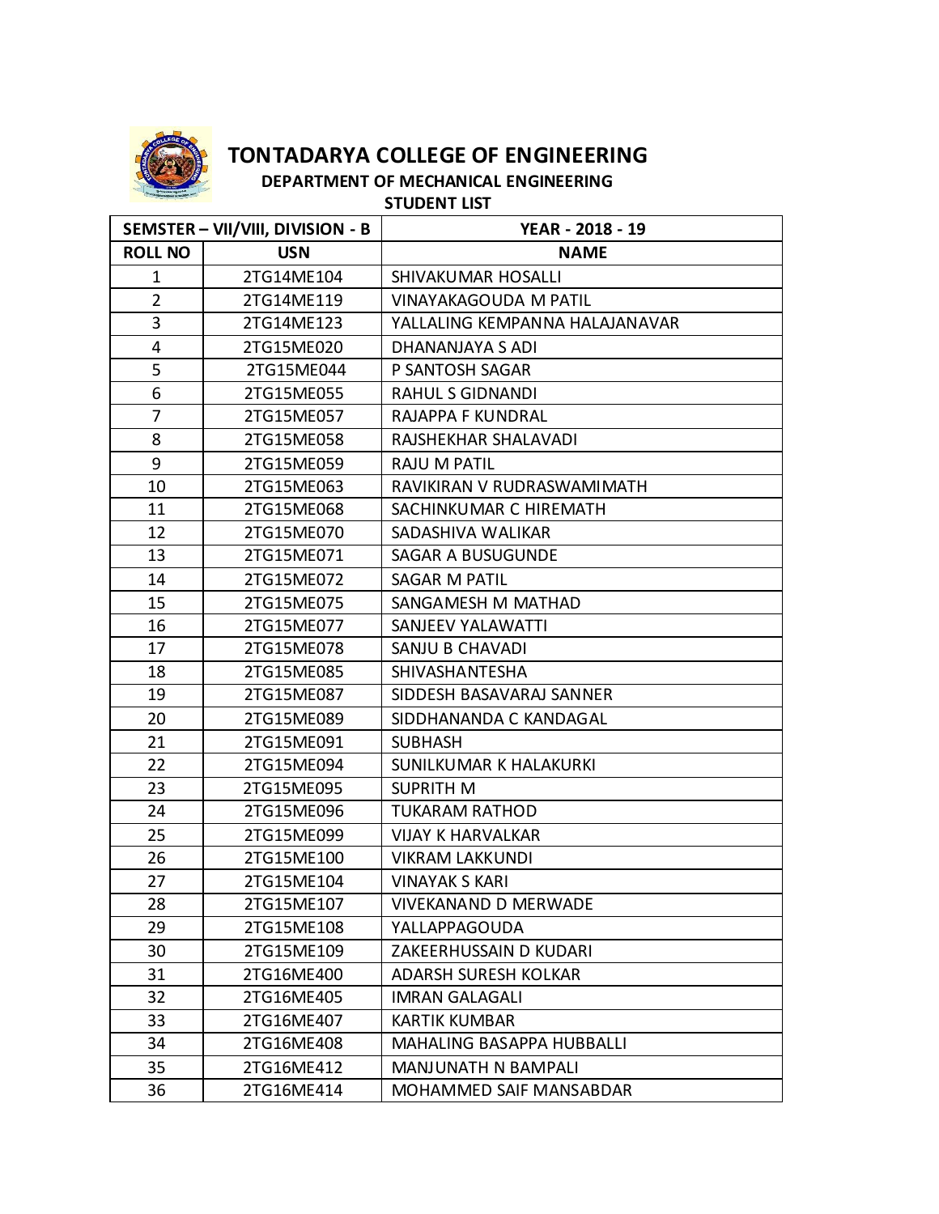# TONTADARYA COLLEGE OF ENGINEERING

## DEPARTMENT OF MECHANICAL ENGINEERING

### STUDENT LIST

| SEMSTER – VII/VIII, DIVISION - B | | YEAR - 2018 - 19 |
|---|---|---|
| ROLL NO | USN | NAME |
| 1 | 2TG14ME104 | SHIVAKUMAR HOSALLI |
| 2 | 2TG14ME119 | VINAYAKAGOUDA M PATIL |
| 3 | 2TG14ME123 | YALLALING KEMPANNA HALAJANAVAR |
| 4 | 2TG15ME020 | DHANANJAYA S ADI |
| 5 | 2TG15ME044 | P SANTOSH SAGAR |
| 6 | 2TG15ME055 | RAHUL S GIDNANDI |
| 7 | 2TG15ME057 | RAJAPPA F KUNDRAL |
| 8 | 2TG15ME058 | RAJSHEKHAR SHALAVADI |
| 9 | 2TG15ME059 | RAJU M PATIL |
| 10 | 2TG15ME063 | RAVIKIRAN V RUDRASWAMIMATH |
| 11 | 2TG15ME068 | SACHINKUMAR C HIREMATH |
| 12 | 2TG15ME070 | SADASHIVA WALIKAR |
| 13 | 2TG15ME071 | SAGAR A BUSUGUNDE |
| 14 | 2TG15ME072 | SAGAR M PATIL |
| 15 | 2TG15ME075 | SANGAMESH M MATHAD |
| 16 | 2TG15ME077 | SANJEEV YALAWATTI |
| 17 | 2TG15ME078 | SANJU B CHAVADI |
| 18 | 2TG15ME085 | SHIVASHANTESHA |
| 19 | 2TG15ME087 | SIDDESH BASAVARAJ SANNER |
| 20 | 2TG15ME089 | SIDDHANANDA C KANDAGAL |
| 21 | 2TG15ME091 | SUBHASH |
| 22 | 2TG15ME094 | SUNILKUMAR K HALAKURKI |
| 23 | 2TG15ME095 | SUPRITH M |
| 24 | 2TG15ME096 | TUKARAM RATHOD |
| 25 | 2TG15ME099 | VIJAY K HARVALKAR |
| 26 | 2TG15ME100 | VIKRAM LAKKUNDI |
| 27 | 2TG15ME104 | VINAYAK S KARI |
| 28 | 2TG15ME107 | VIVEKANAND D MERWADE |
| 29 | 2TG15ME108 | YALLAPPAGOUDA |
| 30 | 2TG15ME109 | ZAKEERHUSSAIN D KUDARI |
| 31 | 2TG16ME400 | ADARSH SURESH KOLKAR |
| 32 | 2TG16ME405 | IMRAN GALAGALI |
| 33 | 2TG16ME407 | KARTIK KUMBAR |
| 34 | 2TG16ME408 | MAHALING BASAPPA HUBBALLI |
| 35 | 2TG16ME412 | MANJUNATH N BAMPALI |
| 36 | 2TG16ME414 | MOHAMMED SAIF MANSABDAR |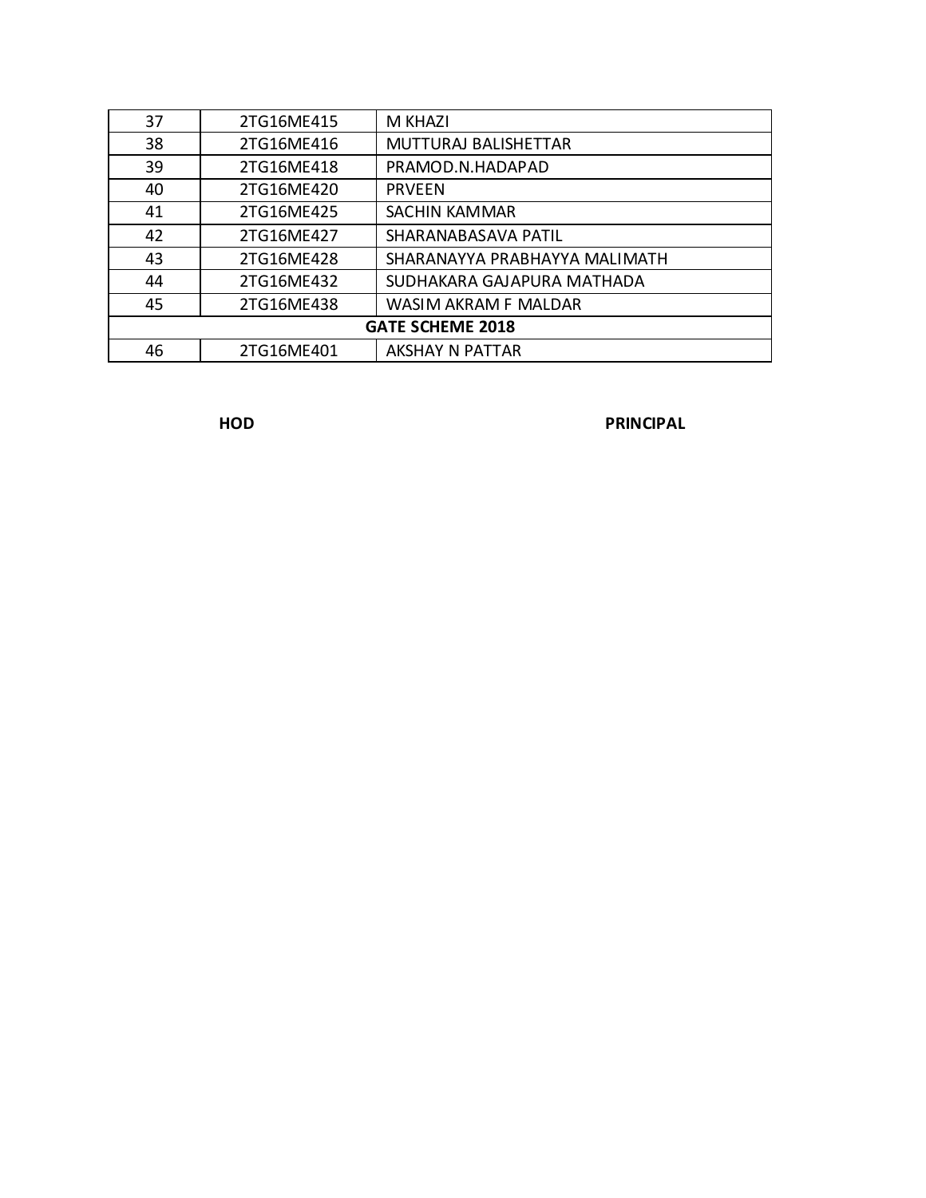| | | |
|---|---|---|
| 37 | 2TG16ME415 | M KHAZI |
| 38 | 2TG16ME416 | MUTTURAJ BALISHETTAR |
| 39 | 2TG16ME418 | PRAMOD.N.HADAPAD |
| 40 | 2TG16ME420 | PRVEEN |
| 41 | 2TG16ME425 | SACHIN KAMMAR |
| 42 | 2TG16ME427 | SHARANABASAVA PATIL |
| 43 | 2TG16ME428 | SHARANAYYA PRABHAYYA MALIMATH |
| 44 | 2TG16ME432 | SUDHAKARA GAJAPURA MATHADA |
| 45 | 2TG16ME438 | WASIM AKRAM F MALDAR |
| **GATE SCHEME 2018** | | |
| 46 | 2TG16ME401 | AKSHAY N PATTAR |

**HOD** **PRINCIPAL**